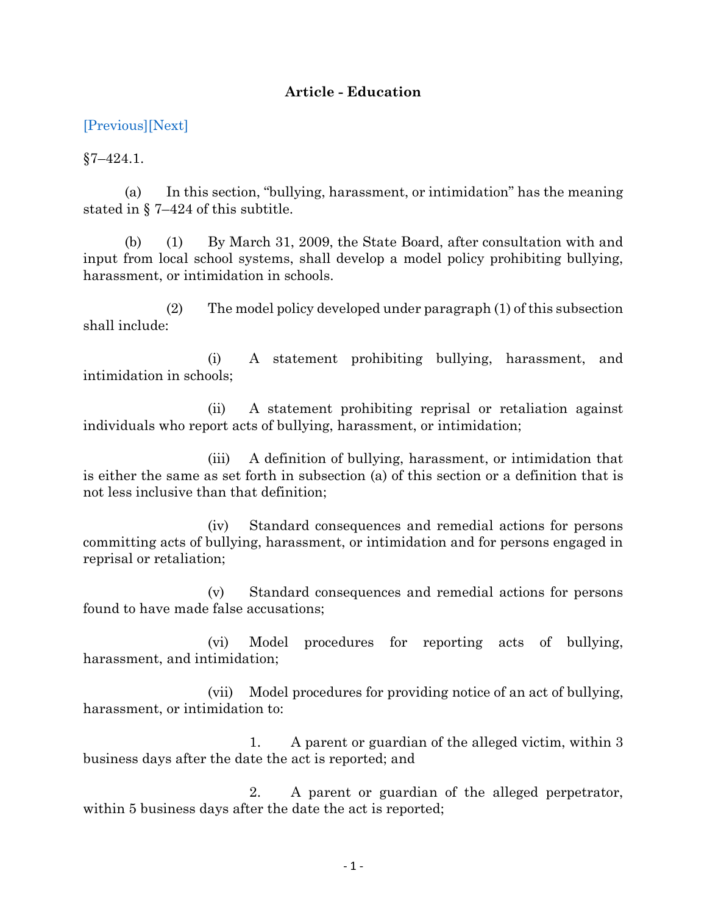## Article - Education

[Previous][Next]

§7–424.1.

(a) In this section, "bullying, harassment, or intimidation" has the meaning stated in § 7–424 of this subtitle.

(b) (1) By March 31, 2009, the State Board, after consultation with and input from local school systems, shall develop a model policy prohibiting bullying, harassment, or intimidation in schools.

(2) The model policy developed under paragraph (1) of this subsection shall include:

(i) A statement prohibiting bullying, harassment, and intimidation in schools;

(ii) A statement prohibiting reprisal or retaliation against individuals who report acts of bullying, harassment, or intimidation;

(iii) A definition of bullying, harassment, or intimidation that is either the same as set forth in subsection (a) of this section or a definition that is not less inclusive than that definition;

(iv) Standard consequences and remedial actions for persons committing acts of bullying, harassment, or intimidation and for persons engaged in reprisal or retaliation;

(v) Standard consequences and remedial actions for persons found to have made false accusations;

(vi) Model procedures for reporting acts of bullying, harassment, and intimidation;

(vii) Model procedures for providing notice of an act of bullying, harassment, or intimidation to:

1. A parent or guardian of the alleged victim, within 3 business days after the date the act is reported; and

2. A parent or guardian of the alleged perpetrator, within 5 business days after the date the act is reported;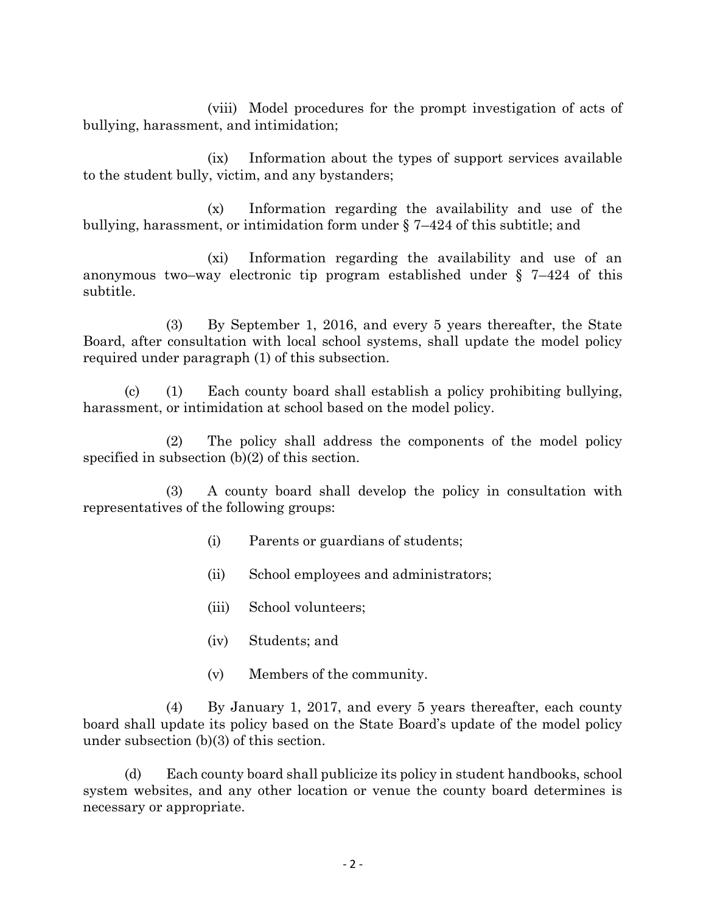(viii) Model procedures for the prompt investigation of acts of bullying, harassment, and intimidation;

(ix) Information about the types of support services available to the student bully, victim, and any bystanders;

(x) Information regarding the availability and use of the bullying, harassment, or intimidation form under § 7–424 of this subtitle; and

(xi) Information regarding the availability and use of an anonymous two–way electronic tip program established under § 7–424 of this subtitle.

(3) By September 1, 2016, and every 5 years thereafter, the State Board, after consultation with local school systems, shall update the model policy required under paragraph (1) of this subsection.

(c) (1) Each county board shall establish a policy prohibiting bullying, harassment, or intimidation at school based on the model policy.

(2) The policy shall address the components of the model policy specified in subsection (b)(2) of this section.

(3) A county board shall develop the policy in consultation with representatives of the following groups:

(i) Parents or guardians of students;

(ii) School employees and administrators;

(iii) School volunteers;

(iv) Students; and

(v) Members of the community.

(4) By January 1, 2017, and every 5 years thereafter, each county board shall update its policy based on the State Board's update of the model policy under subsection (b)(3) of this section.

(d) Each county board shall publicize its policy in student handbooks, school system websites, and any other location or venue the county board determines is necessary or appropriate.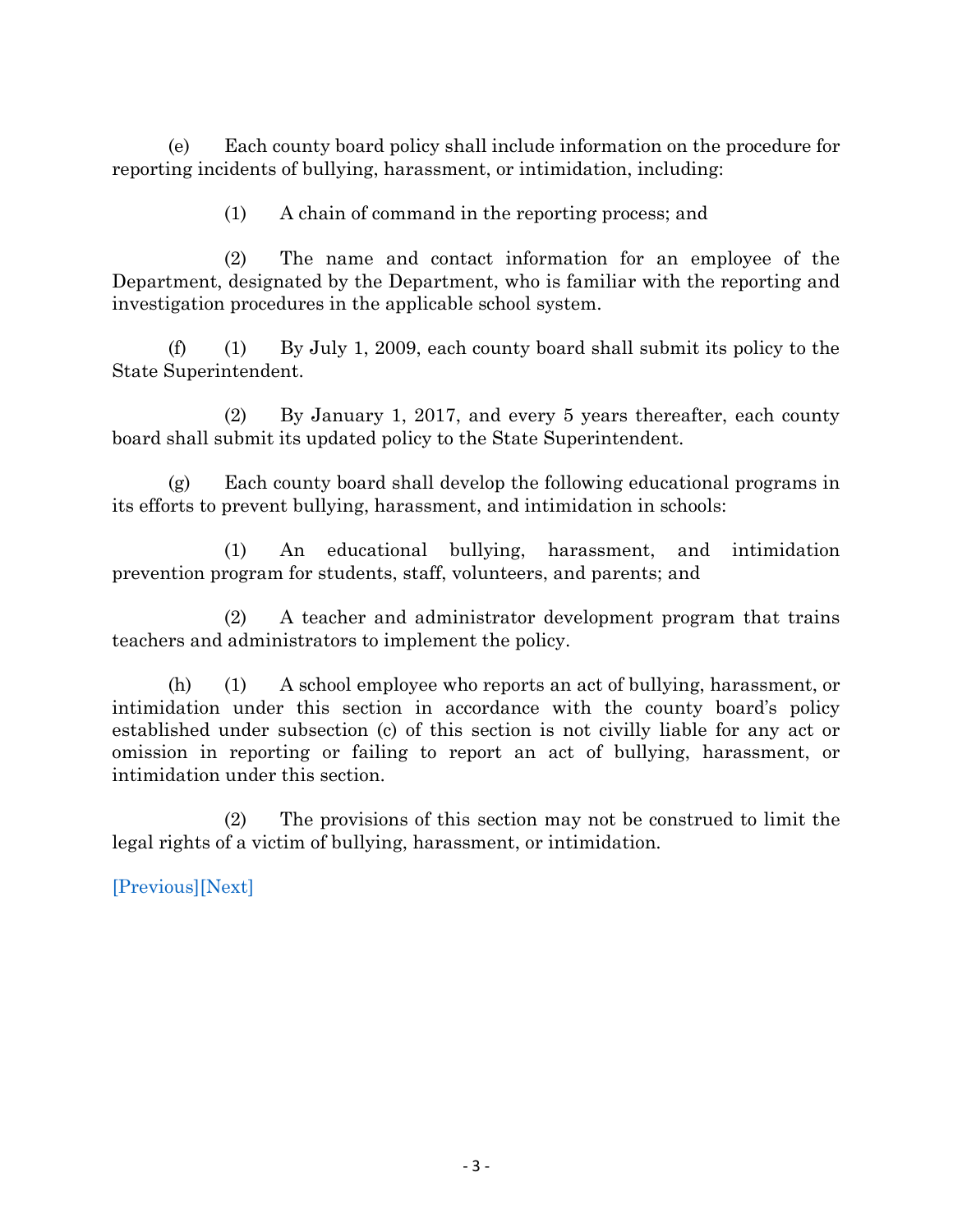(e) Each county board policy shall include information on the procedure for reporting incidents of bullying, harassment, or intimidation, including:

(1) A chain of command in the reporting process; and

(2) The name and contact information for an employee of the Department, designated by the Department, who is familiar with the reporting and investigation procedures in the applicable school system.

(f) (1) By July 1, 2009, each county board shall submit its policy to the State Superintendent.

(2) By January 1, 2017, and every 5 years thereafter, each county board shall submit its updated policy to the State Superintendent.

(g) Each county board shall develop the following educational programs in its efforts to prevent bullying, harassment, and intimidation in schools:

(1) An educational bullying, harassment, and intimidation prevention program for students, staff, volunteers, and parents; and

(2) A teacher and administrator development program that trains teachers and administrators to implement the policy.

(h) (1) A school employee who reports an act of bullying, harassment, or intimidation under this section in accordance with the county board's policy established under subsection (c) of this section is not civilly liable for any act or omission in reporting or failing to report an act of bullying, harassment, or intimidation under this section.

(2) The provisions of this section may not be construed to limit the legal rights of a victim of bullying, harassment, or intimidation.

[Previous][Next]